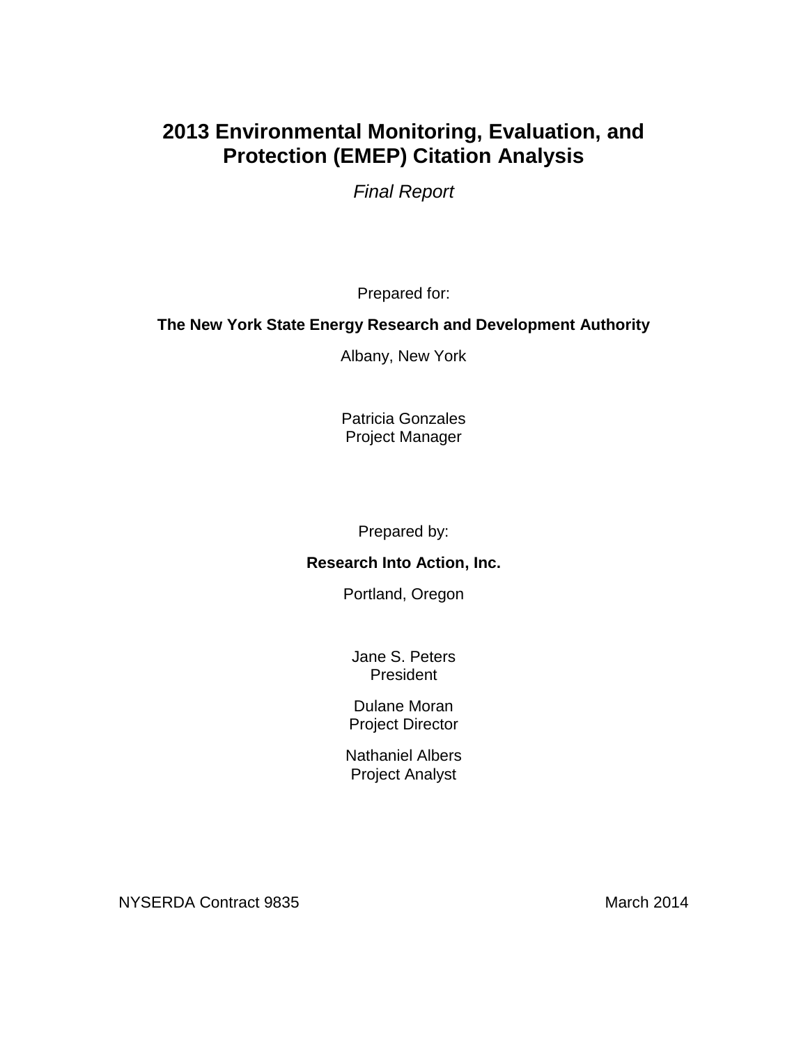# 2013 Environmental Monitoring, Evaluation, and Protection (EMEP) Citation Analysis

*Final Report*

Prepared for:

**The New York State Energy Research and Development Authority**

Albany, New York

Patricia Gonzales
Project Manager

Prepared by:

**Research Into Action, Inc.**

Portland, Oregon

Jane S. Peters
President

Dulane Moran
Project Director

Nathaniel Albers
Project Analyst

NYSERDA Contract 9835

March 2014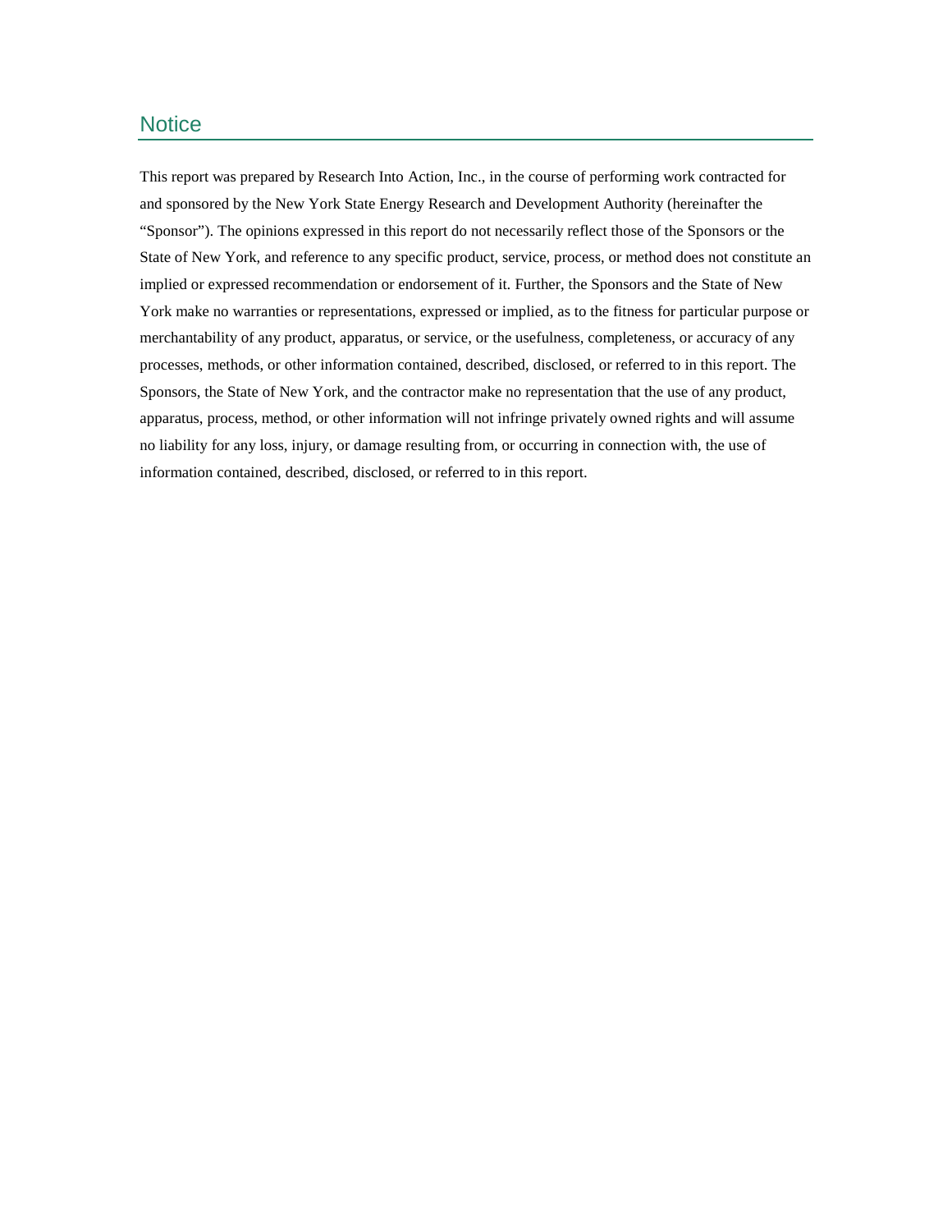## Notice

This report was prepared by Research Into Action, Inc., in the course of performing work contracted for and sponsored by the New York State Energy Research and Development Authority (hereinafter the "Sponsor"). The opinions expressed in this report do not necessarily reflect those of the Sponsors or the State of New York, and reference to any specific product, service, process, or method does not constitute an implied or expressed recommendation or endorsement of it. Further, the Sponsors and the State of New York make no warranties or representations, expressed or implied, as to the fitness for particular purpose or merchantability of any product, apparatus, or service, or the usefulness, completeness, or accuracy of any processes, methods, or other information contained, described, disclosed, or referred to in this report. The Sponsors, the State of New York, and the contractor make no representation that the use of any product, apparatus, process, method, or other information will not infringe privately owned rights and will assume no liability for any loss, injury, or damage resulting from, or occurring in connection with, the use of information contained, described, disclosed, or referred to in this report.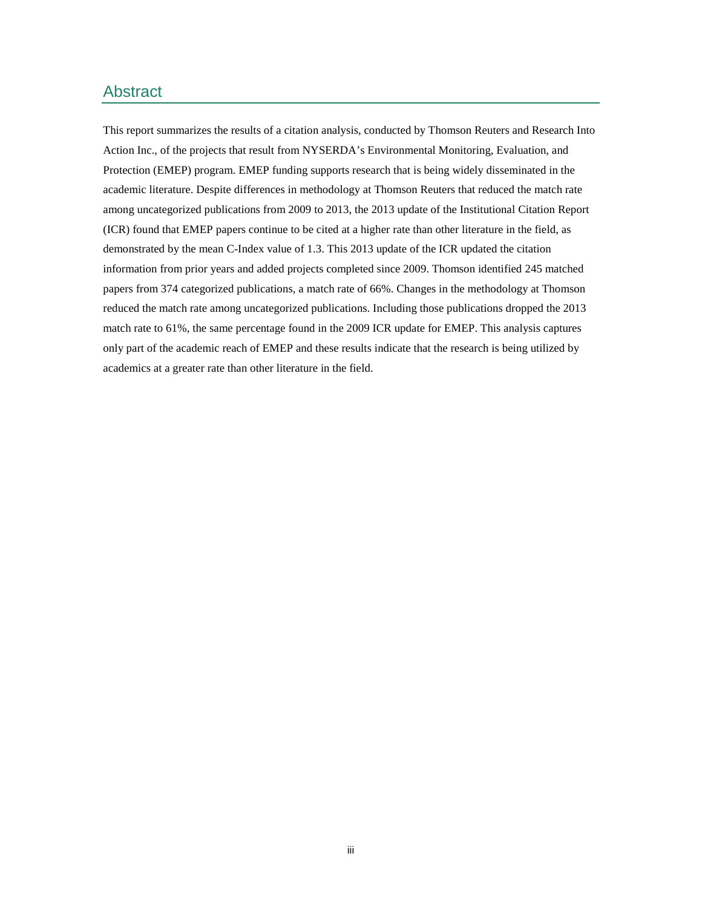## Abstract

This report summarizes the results of a citation analysis, conducted by Thomson Reuters and Research Into Action Inc., of the projects that result from NYSERDA's Environmental Monitoring, Evaluation, and Protection (EMEP) program. EMEP funding supports research that is being widely disseminated in the academic literature. Despite differences in methodology at Thomson Reuters that reduced the match rate among uncategorized publications from 2009 to 2013, the 2013 update of the Institutional Citation Report (ICR) found that EMEP papers continue to be cited at a higher rate than other literature in the field, as demonstrated by the mean C-Index value of 1.3. This 2013 update of the ICR updated the citation information from prior years and added projects completed since 2009. Thomson identified 245 matched papers from 374 categorized publications, a match rate of 66%. Changes in the methodology at Thomson reduced the match rate among uncategorized publications. Including those publications dropped the 2013 match rate to 61%, the same percentage found in the 2009 ICR update for EMEP. This analysis captures only part of the academic reach of EMEP and these results indicate that the research is being utilized by academics at a greater rate than other literature in the field.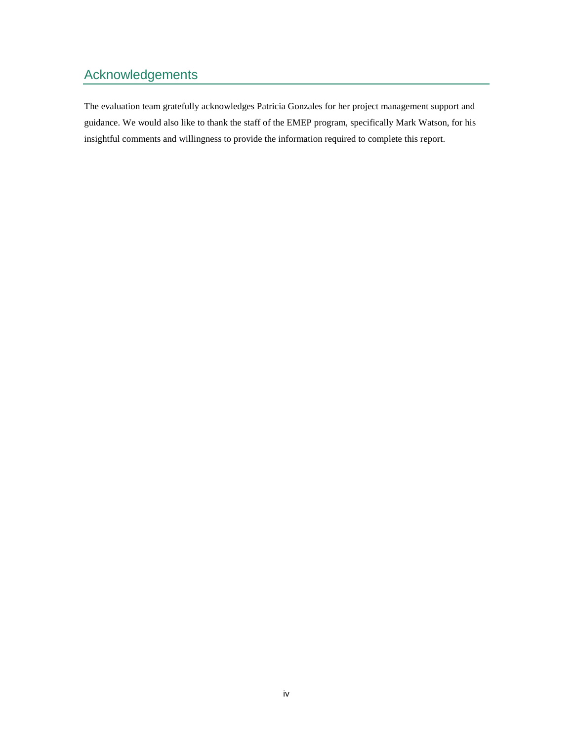## Acknowledgements

The evaluation team gratefully acknowledges Patricia Gonzales for her project management support and guidance. We would also like to thank the staff of the EMEP program, specifically Mark Watson, for his insightful comments and willingness to provide the information required to complete this report.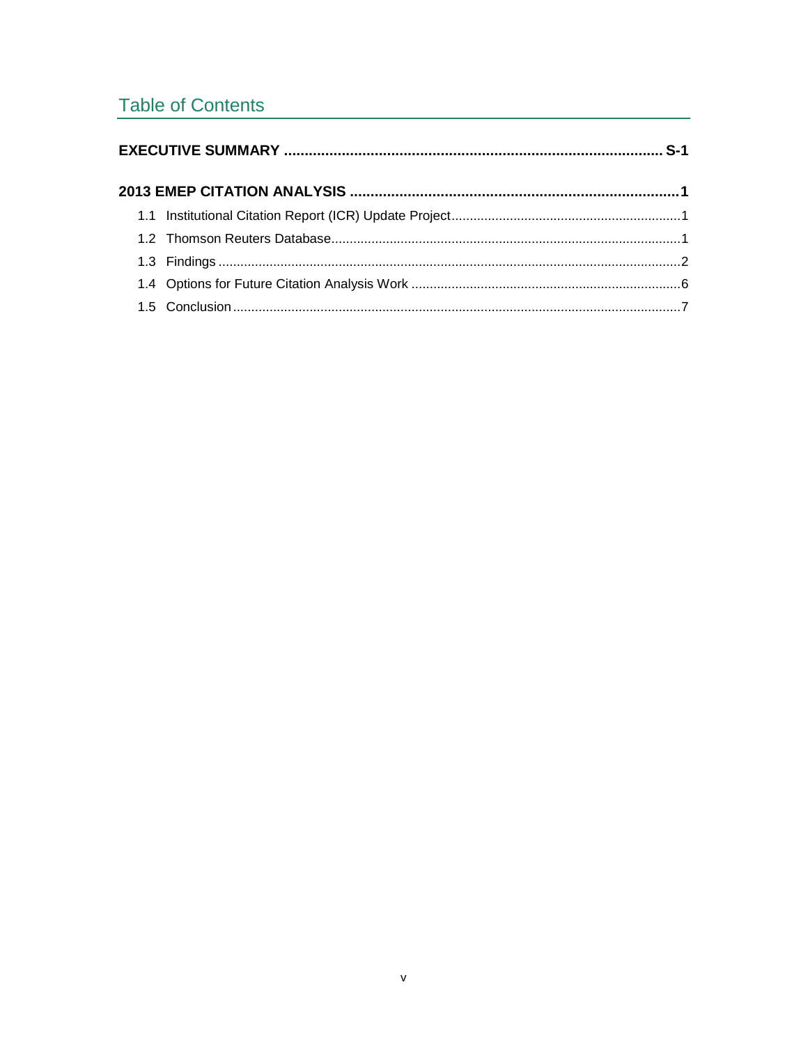# Table of Contents

**EXECUTIVE SUMMARY ........................................................................................ S-1**

**2013 EMEP CITATION ANALYSIS ..............................................................................1**

1.1 Institutional Citation Report (ICR) Update Project...............................................................1

1.2 Thomson Reuters Database................................................................................................1

1.3 Findings ...............................................................................................................................2

1.4 Options for Future Citation Analysis Work ..........................................................................6

1.5 Conclusion ...........................................................................................................................7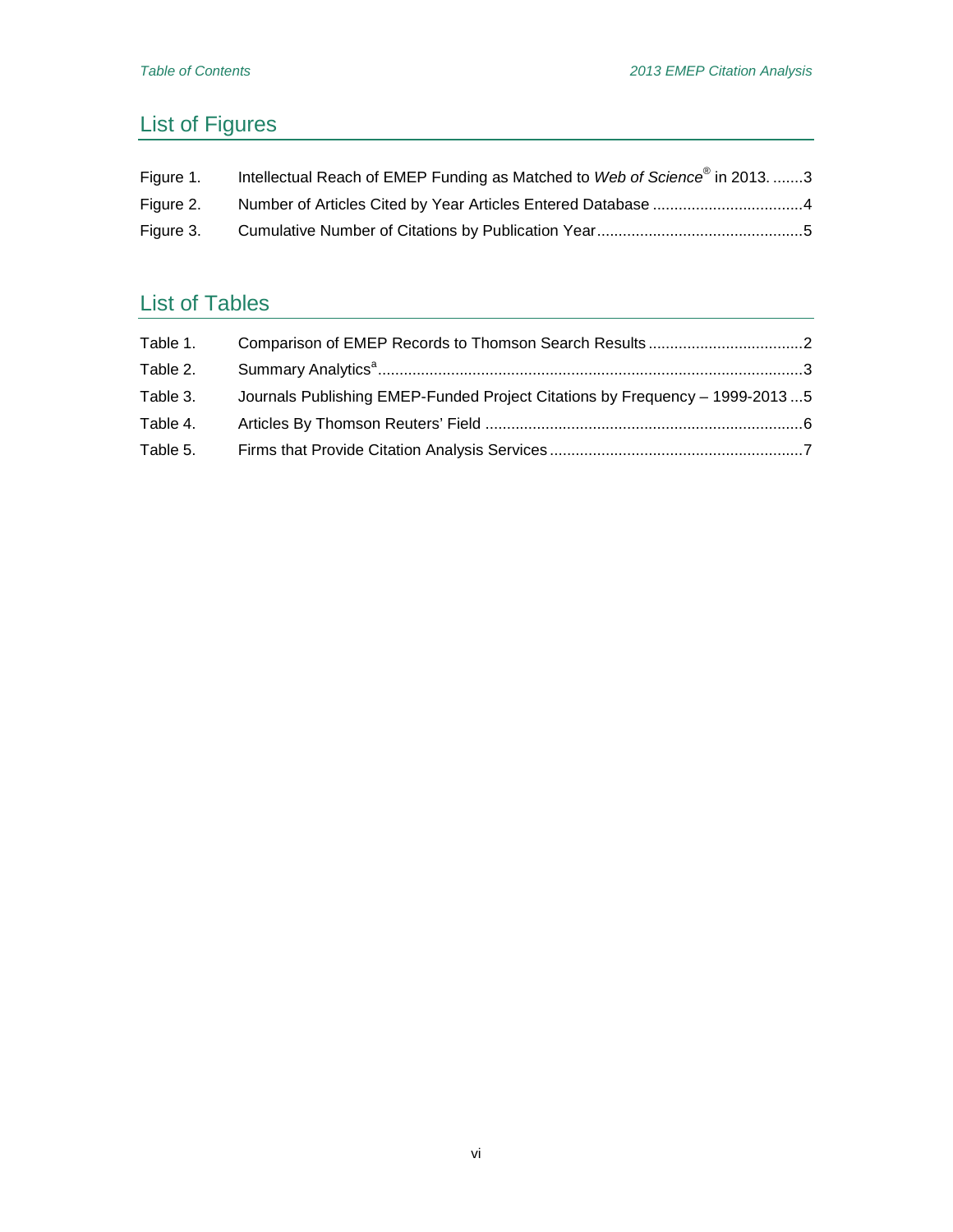## List of Figures

Figure 1. Intellectual Reach of EMEP Funding as Matched to *Web of Science*® in 2013. .......3

Figure 2. Number of Articles Cited by Year Articles Entered Database ..................................4

Figure 3. Cumulative Number of Citations by Publication Year................................................5

## List of Tables

Table 1. Comparison of EMEP Records to Thomson Search Results ....................................2

Table 2. Summary Analytics[a]..................................................................................................3

Table 3. Journals Publishing EMEP-Funded Project Citations by Frequency – 1999-2013 ...5

Table 4. Articles By Thomson Reuters' Field .........................................................................6

Table 5. Firms that Provide Citation Analysis Services ..........................................................7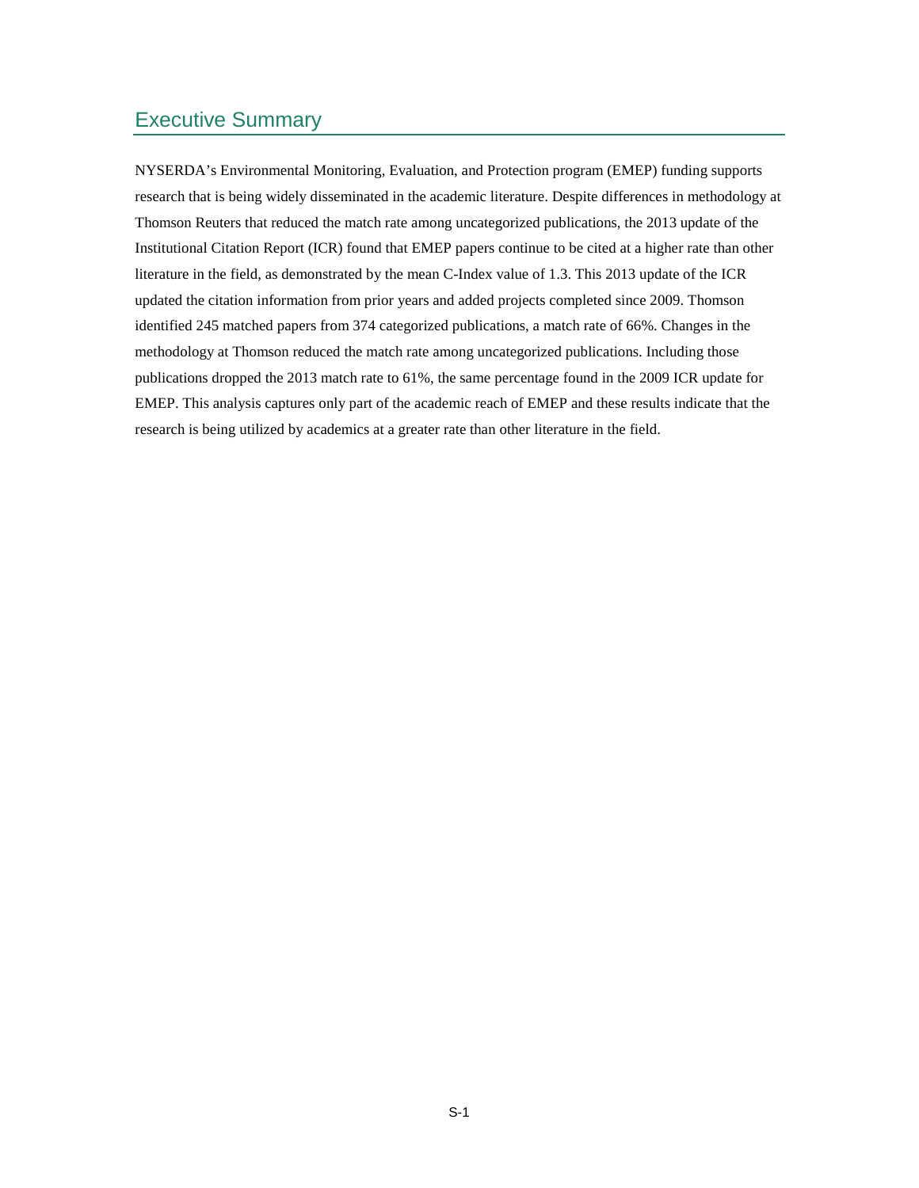# Executive Summary

NYSERDA's Environmental Monitoring, Evaluation, and Protection program (EMEP) funding supports research that is being widely disseminated in the academic literature. Despite differences in methodology at Thomson Reuters that reduced the match rate among uncategorized publications, the 2013 update of the Institutional Citation Report (ICR) found that EMEP papers continue to be cited at a higher rate than other literature in the field, as demonstrated by the mean C-Index value of 1.3. This 2013 update of the ICR updated the citation information from prior years and added projects completed since 2009. Thomson identified 245 matched papers from 374 categorized publications, a match rate of 66%. Changes in the methodology at Thomson reduced the match rate among uncategorized publications. Including those publications dropped the 2013 match rate to 61%, the same percentage found in the 2009 ICR update for EMEP. This analysis captures only part of the academic reach of EMEP and these results indicate that the research is being utilized by academics at a greater rate than other literature in the field.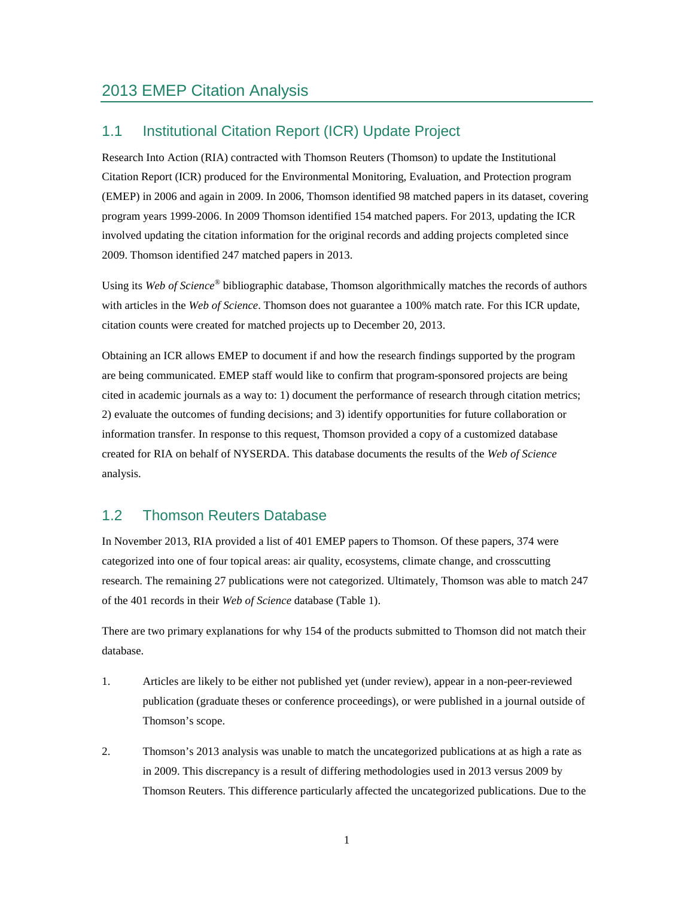# 2013 EMEP Citation Analysis

## 1.1 Institutional Citation Report (ICR) Update Project

Research Into Action (RIA) contracted with Thomson Reuters (Thomson) to update the Institutional Citation Report (ICR) produced for the Environmental Monitoring, Evaluation, and Protection program (EMEP) in 2006 and again in 2009. In 2006, Thomson identified 98 matched papers in its dataset, covering program years 1999-2006. In 2009 Thomson identified 154 matched papers. For 2013, updating the ICR involved updating the citation information for the original records and adding projects completed since 2009. Thomson identified 247 matched papers in 2013.

Using its *Web of Science*® bibliographic database, Thomson algorithmically matches the records of authors with articles in the *Web of Science*. Thomson does not guarantee a 100% match rate. For this ICR update, citation counts were created for matched projects up to December 20, 2013.

Obtaining an ICR allows EMEP to document if and how the research findings supported by the program are being communicated. EMEP staff would like to confirm that program-sponsored projects are being cited in academic journals as a way to: 1) document the performance of research through citation metrics; 2) evaluate the outcomes of funding decisions; and 3) identify opportunities for future collaboration or information transfer. In response to this request, Thomson provided a copy of a customized database created for RIA on behalf of NYSERDA. This database documents the results of the *Web of Science* analysis.

## 1.2 Thomson Reuters Database

In November 2013, RIA provided a list of 401 EMEP papers to Thomson. Of these papers, 374 were categorized into one of four topical areas: air quality, ecosystems, climate change, and crosscutting research. The remaining 27 publications were not categorized. Ultimately, Thomson was able to match 247 of the 401 records in their *Web of Science* database (Table 1).

There are two primary explanations for why 154 of the products submitted to Thomson did not match their database.

1. Articles are likely to be either not published yet (under review), appear in a non-peer-reviewed publication (graduate theses or conference proceedings), or were published in a journal outside of Thomson's scope.

2. Thomson's 2013 analysis was unable to match the uncategorized publications at as high a rate as in 2009. This discrepancy is a result of differing methodologies used in 2013 versus 2009 by Thomson Reuters. This difference particularly affected the uncategorized publications. Due to the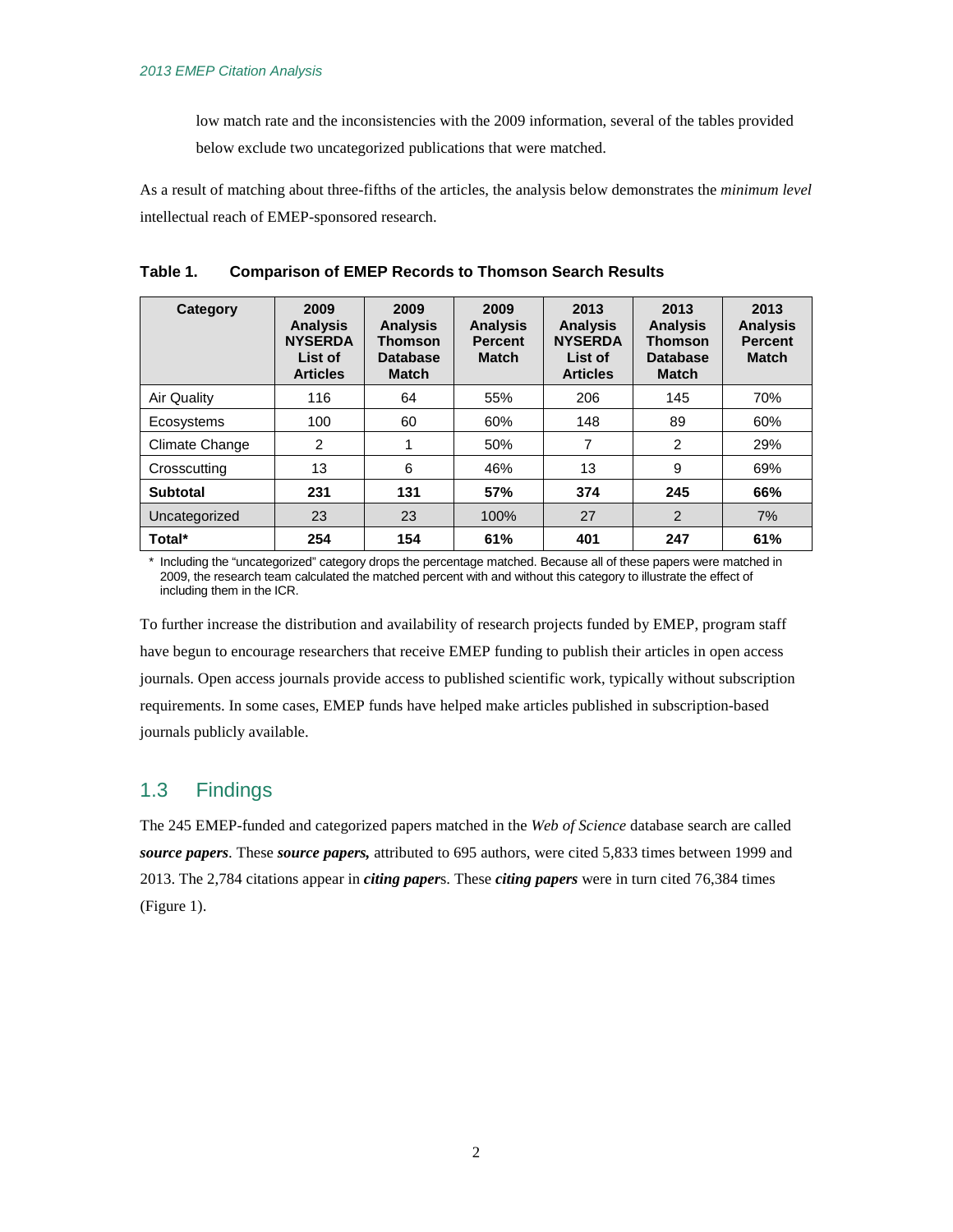low match rate and the inconsistencies with the 2009 information, several of the tables provided below exclude two uncategorized publications that were matched.

As a result of matching about three-fifths of the articles, the analysis below demonstrates the *minimum level* intellectual reach of EMEP-sponsored research.

**Table 1. Comparison of EMEP Records to Thomson Search Results**

| Category | 2009 Analysis NYSERDA List of Articles | 2009 Analysis Thomson Database Match | 2009 Analysis Percent Match | 2013 Analysis NYSERDA List of Articles | 2013 Analysis Thomson Database Match | 2013 Analysis Percent Match |
|---|---|---|---|---|---|---|
| Air Quality | 116 | 64 | 55% | 206 | 145 | 70% |
| Ecosystems | 100 | 60 | 60% | 148 | 89 | 60% |
| Climate Change | 2 | 1 | 50% | 7 | 2 | 29% |
| Crosscutting | 13 | 6 | 46% | 13 | 9 | 69% |
| **Subtotal** | **231** | **131** | **57%** | **374** | **245** | **66%** |
| Uncategorized | 23 | 23 | 100% | 27 | 2 | 7% |
| **Total*** | **254** | **154** | **61%** | **401** | **247** | **61%** |

\* Including the "uncategorized" category drops the percentage matched. Because all of these papers were matched in 2009, the research team calculated the matched percent with and without this category to illustrate the effect of including them in the ICR.

To further increase the distribution and availability of research projects funded by EMEP, program staff have begun to encourage researchers that receive EMEP funding to publish their articles in open access journals. Open access journals provide access to published scientific work, typically without subscription requirements. In some cases, EMEP funds have helped make articles published in subscription-based journals publicly available.

## 1.3 Findings

The 245 EMEP-funded and categorized papers matched in the *Web of Science* database search are called ***source papers***. These ***source papers,*** attributed to 695 authors, were cited 5,833 times between 1999 and 2013. The 2,784 citations appear in ***citing paper***s. These ***citing papers*** were in turn cited 76,384 times (Figure 1).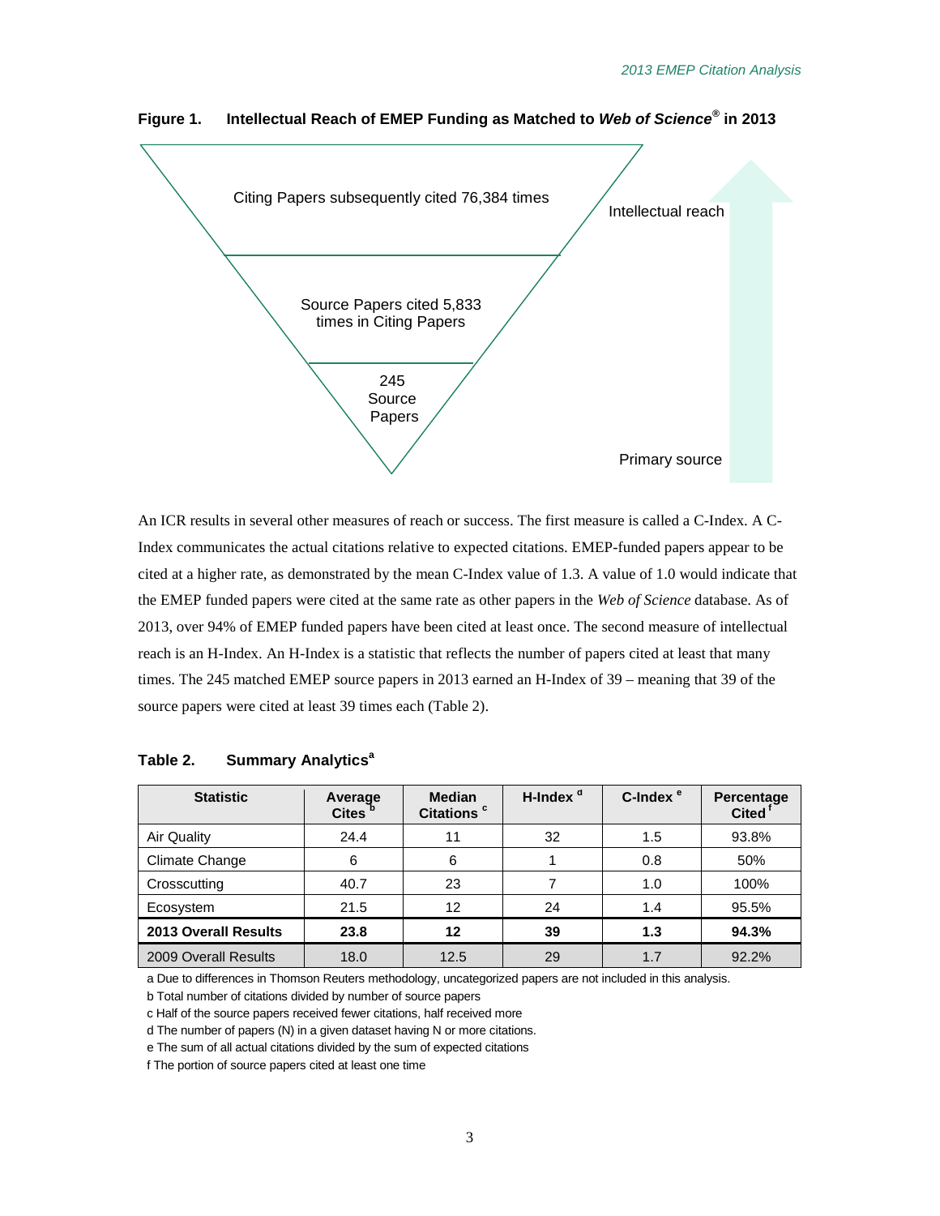**Figure 1. Intellectual Reach of EMEP Funding as Matched to *Web of Science®* in 2013**

Citing Papers subsequently cited 76,384 times

Source Papers cited 5,833 times in Citing Papers

245 Source Papers

Intellectual reach

Primary source

An ICR results in several other measures of reach or success. The first measure is called a C-Index. A C-Index communicates the actual citations relative to expected citations. EMEP-funded papers appear to be cited at a higher rate, as demonstrated by the mean C-Index value of 1.3. A value of 1.0 would indicate that the EMEP funded papers were cited at the same rate as other papers in the *Web of Science* database. As of 2013, over 94% of EMEP funded papers have been cited at least once. The second measure of intellectual reach is an H-Index. An H-Index is a statistic that reflects the number of papers cited at least that many times. The 245 matched EMEP source papers in 2013 earned an H-Index of 39 – meaning that 39 of the source papers were cited at least 39 times each (Table 2).

**Table 2. Summary Analytics[a]**

| Statistic | Average Cites [b] | Median Citations [c] | H-Index [d] | C-Index [e] | Percentage Cited [f] |
|---|---|---|---|---|---|
| Air Quality | 24.4 | 11 | 32 | 1.5 | 93.8% |
| Climate Change | 6 | 6 | 1 | 0.8 | 50% |
| Crosscutting | 40.7 | 23 | 7 | 1.0 | 100% |
| Ecosystem | 21.5 | 12 | 24 | 1.4 | 95.5% |
| **2013 Overall Results** | **23.8** | **12** | **39** | **1.3** | **94.3%** |
| 2009 Overall Results | 18.0 | 12.5 | 29 | 1.7 | 92.2% |

a Due to differences in Thomson Reuters methodology, uncategorized papers are not included in this analysis.

b Total number of citations divided by number of source papers

c Half of the source papers received fewer citations, half received more

d The number of papers (N) in a given dataset having N or more citations.

e The sum of all actual citations divided by the sum of expected citations

f The portion of source papers cited at least one time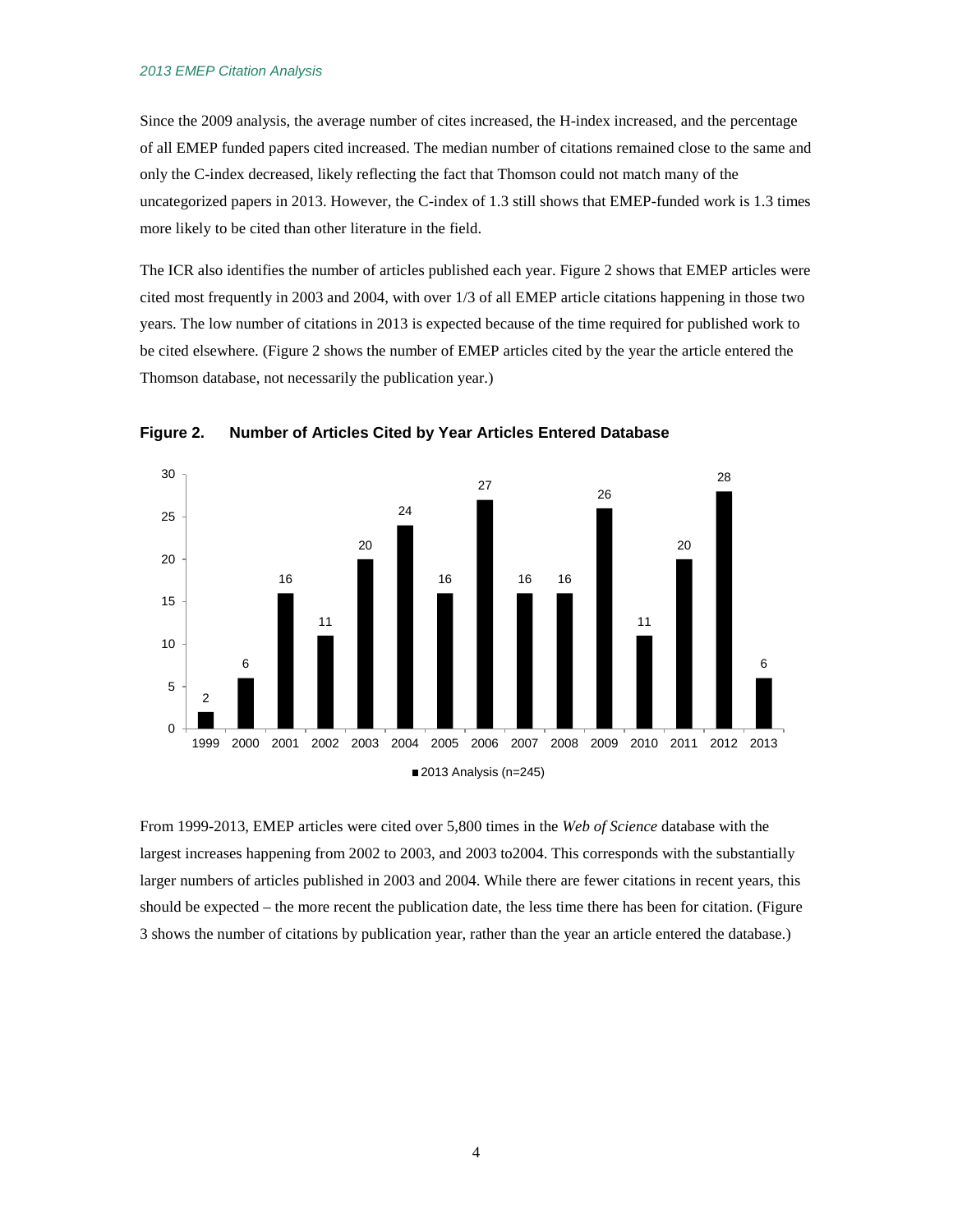Since the 2009 analysis, the average number of cites increased, the H-index increased, and the percentage of all EMEP funded papers cited increased. The median number of citations remained close to the same and only the C-index decreased, likely reflecting the fact that Thomson could not match many of the uncategorized papers in 2013. However, the C-index of 1.3 still shows that EMEP-funded work is 1.3 times more likely to be cited than other literature in the field.

The ICR also identifies the number of articles published each year. Figure 2 shows that EMEP articles were cited most frequently in 2003 and 2004, with over 1/3 of all EMEP article citations happening in those two years. The low number of citations in 2013 is expected because of the time required for published work to be cited elsewhere. (Figure 2 shows the number of EMEP articles cited by the year the article entered the Thomson database, not necessarily the publication year.)

**Figure 2. Number of Articles Cited by Year Articles Entered Database**

| Year | 2013 Analysis (n=245) |
|---|---|
| 1999 | 2 |
| 2000 | 6 |
| 2001 | 16 |
| 2002 | 11 |
| 2003 | 20 |
| 2004 | 24 |
| 2005 | 16 |
| 2006 | 27 |
| 2007 | 16 |
| 2008 | 16 |
| 2009 | 26 |
| 2010 | 11 |
| 2011 | 20 |
| 2012 | 28 |
| 2013 | 6 |

From 1999-2013, EMEP articles were cited over 5,800 times in the *Web of Science* database with the largest increases happening from 2002 to 2003, and 2003 to2004. This corresponds with the substantially larger numbers of articles published in 2003 and 2004. While there are fewer citations in recent years, this should be expected – the more recent the publication date, the less time there has been for citation. (Figure 3 shows the number of citations by publication year, rather than the year an article entered the database.)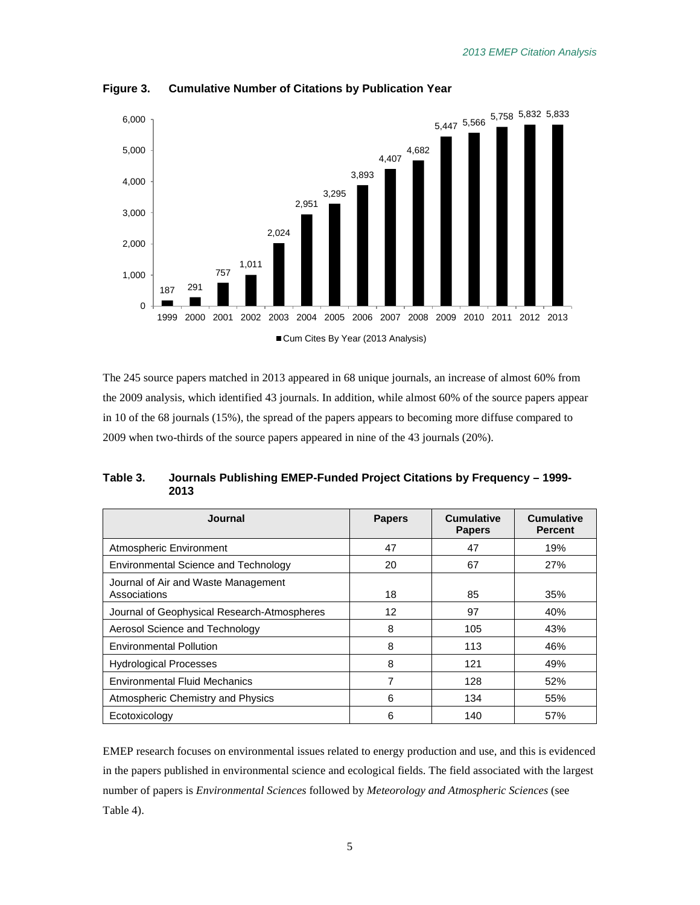**Figure 3. Cumulative Number of Citations by Publication Year**

| Year | Cum Cites By Year (2013 Analysis) |
|---|---|
| 1999 | 187 |
| 2000 | 291 |
| 2001 | 757 |
| 2002 | 1,011 |
| 2003 | 2,024 |
| 2004 | 2,951 |
| 2005 | 3,295 |
| 2006 | 3,893 |
| 2007 | 4,407 |
| 2008 | 4,682 |
| 2009 | 5,447 |
| 2010 | 5,566 |
| 2011 | 5,758 |
| 2012 | 5,832 |
| 2013 | 5,833 |

The 245 source papers matched in 2013 appeared in 68 unique journals, an increase of almost 60% from the 2009 analysis, which identified 43 journals. In addition, while almost 60% of the source papers appear in 10 of the 68 journals (15%), the spread of the papers appears to becoming more diffuse compared to 2009 when two-thirds of the source papers appeared in nine of the 43 journals (20%).

**Table 3. Journals Publishing EMEP-Funded Project Citations by Frequency – 1999-2013**

| Journal | Papers | Cumulative Papers | Cumulative Percent |
|---|---|---|---|
| Atmospheric Environment | 47 | 47 | 19% |
| Environmental Science and Technology | 20 | 67 | 27% |
| Journal of Air and Waste Management Associations | 18 | 85 | 35% |
| Journal of Geophysical Research-Atmospheres | 12 | 97 | 40% |
| Aerosol Science and Technology | 8 | 105 | 43% |
| Environmental Pollution | 8 | 113 | 46% |
| Hydrological Processes | 8 | 121 | 49% |
| Environmental Fluid Mechanics | 7 | 128 | 52% |
| Atmospheric Chemistry and Physics | 6 | 134 | 55% |
| Ecotoxicology | 6 | 140 | 57% |

EMEP research focuses on environmental issues related to energy production and use, and this is evidenced in the papers published in environmental science and ecological fields. The field associated with the largest number of papers is *Environmental Sciences* followed by *Meteorology and Atmospheric Sciences* (see Table 4).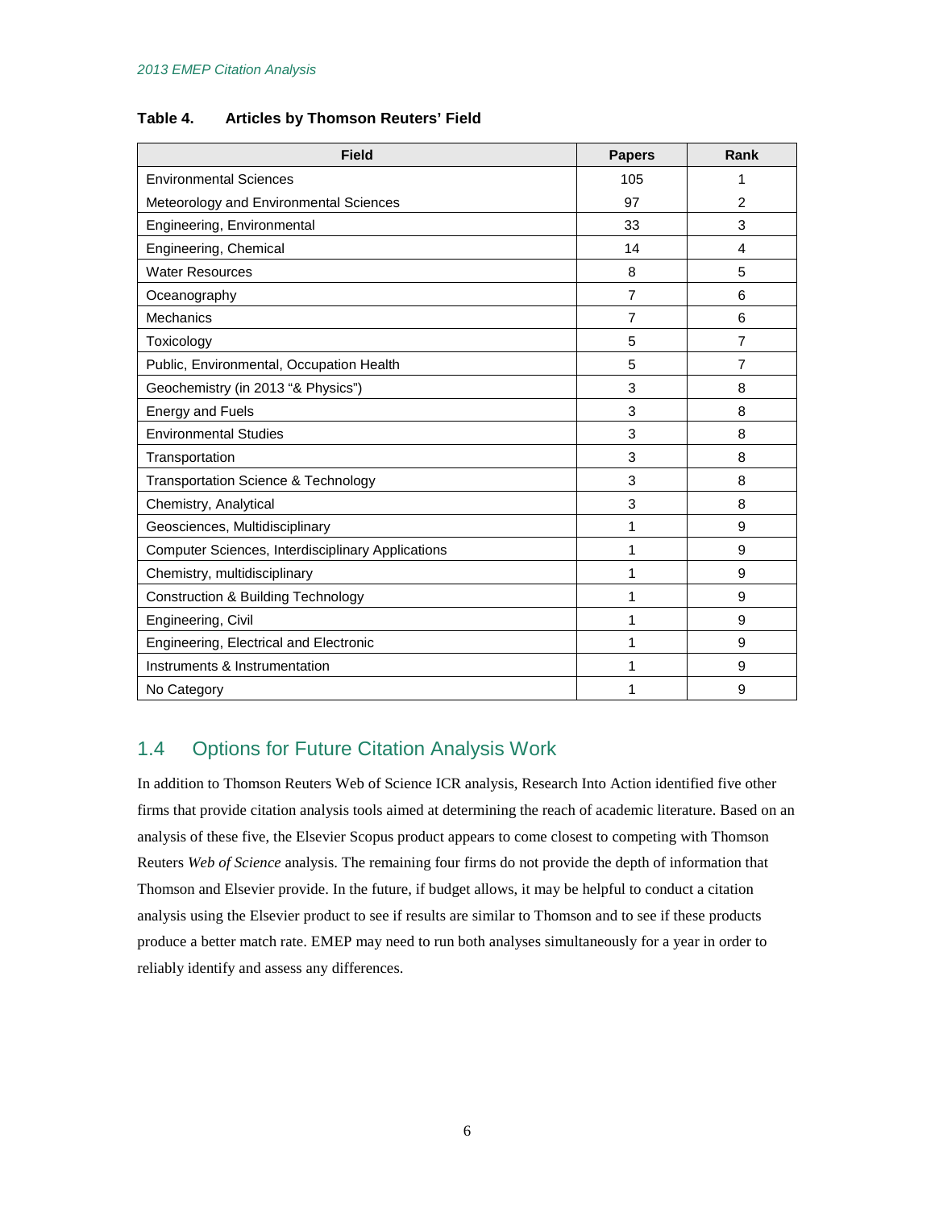**Table 4. Articles by Thomson Reuters' Field**

| Field | Papers | Rank |
|---|---|---|
| Environmental Sciences | 105 | 1 |
| Meteorology and Environmental Sciences | 97 | 2 |
| Engineering, Environmental | 33 | 3 |
| Engineering, Chemical | 14 | 4 |
| Water Resources | 8 | 5 |
| Oceanography | 7 | 6 |
| Mechanics | 7 | 6 |
| Toxicology | 5 | 7 |
| Public, Environmental, Occupation Health | 5 | 7 |
| Geochemistry (in 2013 "& Physics") | 3 | 8 |
| Energy and Fuels | 3 | 8 |
| Environmental Studies | 3 | 8 |
| Transportation | 3 | 8 |
| Transportation Science & Technology | 3 | 8 |
| Chemistry, Analytical | 3 | 8 |
| Geosciences, Multidisciplinary | 1 | 9 |
| Computer Sciences, Interdisciplinary Applications | 1 | 9 |
| Chemistry, multidisciplinary | 1 | 9 |
| Construction & Building Technology | 1 | 9 |
| Engineering, Civil | 1 | 9 |
| Engineering, Electrical and Electronic | 1 | 9 |
| Instruments & Instrumentation | 1 | 9 |
| No Category | 1 | 9 |

## 1.4 Options for Future Citation Analysis Work

In addition to Thomson Reuters Web of Science ICR analysis, Research Into Action identified five other firms that provide citation analysis tools aimed at determining the reach of academic literature. Based on an analysis of these five, the Elsevier Scopus product appears to come closest to competing with Thomson Reuters *Web of Science* analysis. The remaining four firms do not provide the depth of information that Thomson and Elsevier provide. In the future, if budget allows, it may be helpful to conduct a citation analysis using the Elsevier product to see if results are similar to Thomson and to see if these products produce a better match rate. EMEP may need to run both analyses simultaneously for a year in order to reliably identify and assess any differences.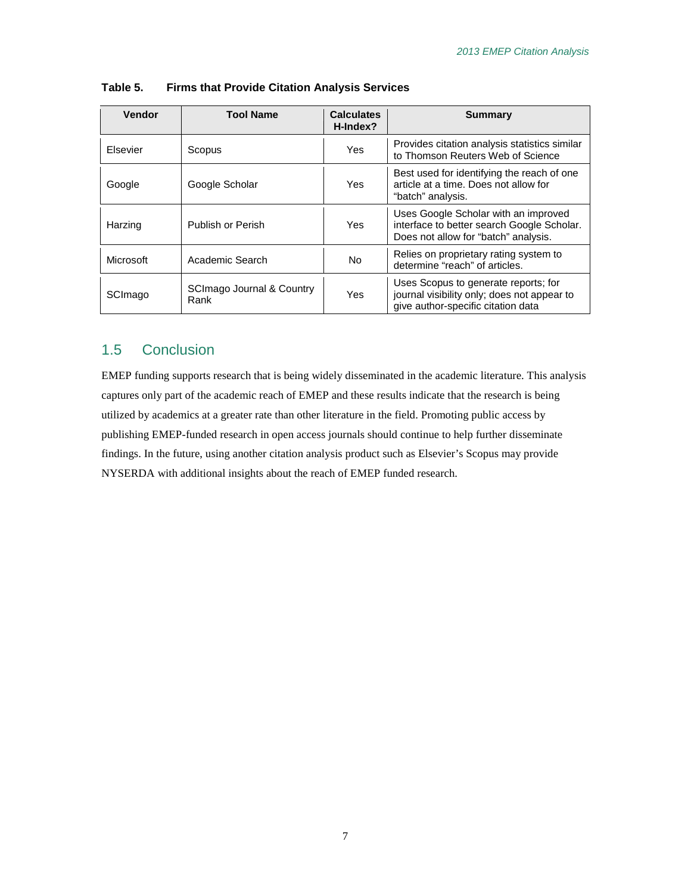**Table 5. Firms that Provide Citation Analysis Services**

| Vendor | Tool Name | Calculates H-Index? | Summary |
| --- | --- | --- | --- |
| Elsevier | Scopus | Yes | Provides citation analysis statistics similar to Thomson Reuters Web of Science |
| Google | Google Scholar | Yes | Best used for identifying the reach of one article at a time. Does not allow for "batch" analysis. |
| Harzing | Publish or Perish | Yes | Uses Google Scholar with an improved interface to better search Google Scholar. Does not allow for "batch" analysis. |
| Microsoft | Academic Search | No | Relies on proprietary rating system to determine "reach" of articles. |
| SCImago | SCImago Journal & Country Rank | Yes | Uses Scopus to generate reports; for journal visibility only; does not appear to give author-specific citation data |

## 1.5 Conclusion

EMEP funding supports research that is being widely disseminated in the academic literature. This analysis captures only part of the academic reach of EMEP and these results indicate that the research is being utilized by academics at a greater rate than other literature in the field. Promoting public access by publishing EMEP-funded research in open access journals should continue to help further disseminate findings. In the future, using another citation analysis product such as Elsevier's Scopus may provide NYSERDA with additional insights about the reach of EMEP funded research.